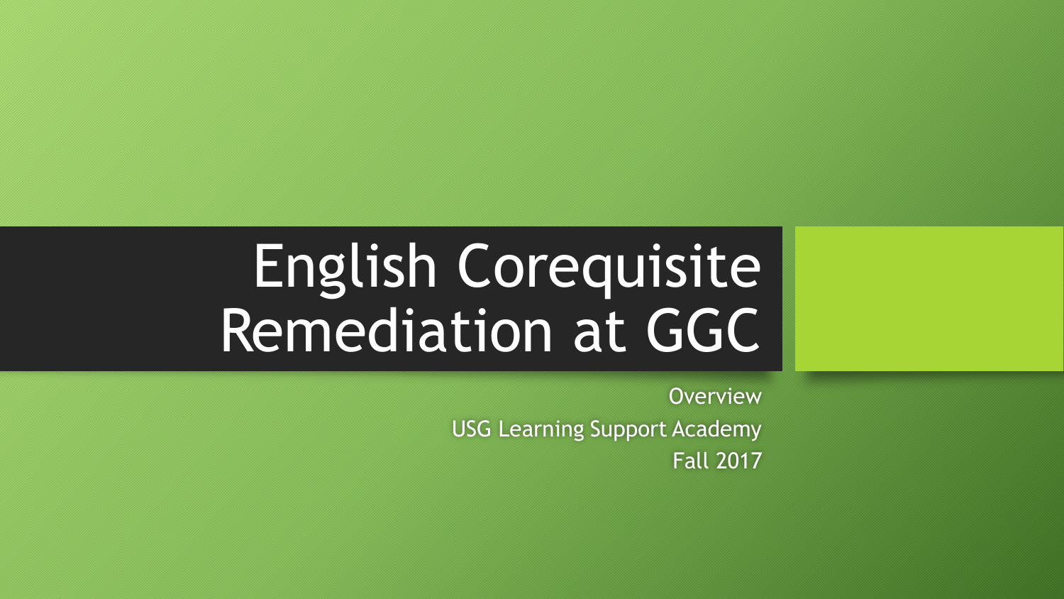# English Corequisite Remediation at GGC

Overview

USG Learning Support Academy

Fall 2017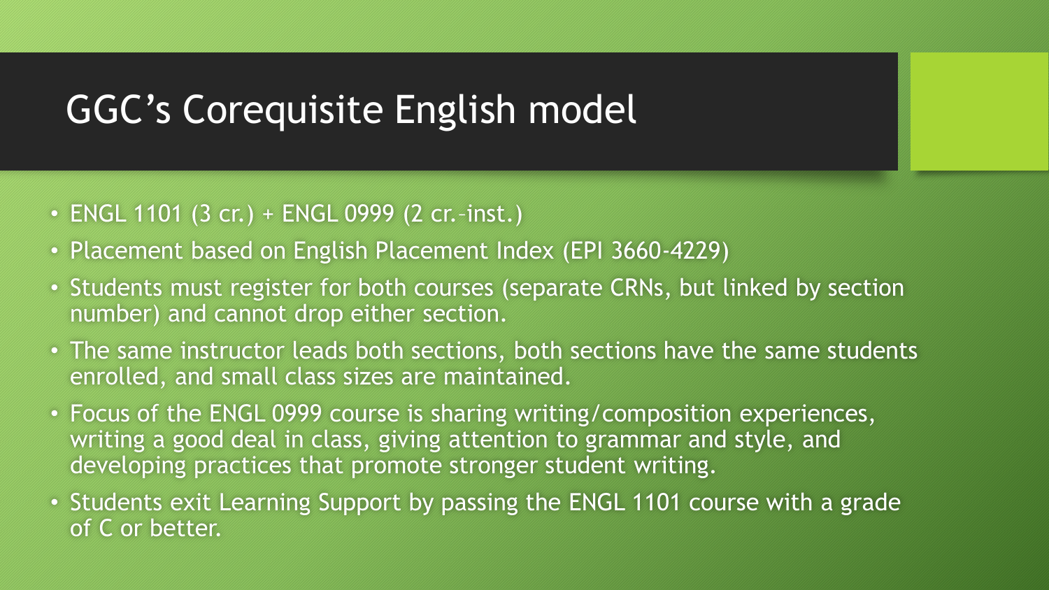# GGC's Corequisite English model

- ENGL 1101 (3 cr.) + ENGL 0999 (2 cr.–inst.)
- Placement based on English Placement Index (EPI 3660-4229)
- Students must register for both courses (separate CRNs, but linked by section number) and cannot drop either section.
- The same instructor leads both sections, both sections have the same students enrolled, and small class sizes are maintained.
- Focus of the ENGL 0999 course is sharing writing/composition experiences, writing a good deal in class, giving attention to grammar and style, and developing practices that promote stronger student writing.
- Students exit Learning Support by passing the ENGL 1101 course with a grade of C or better.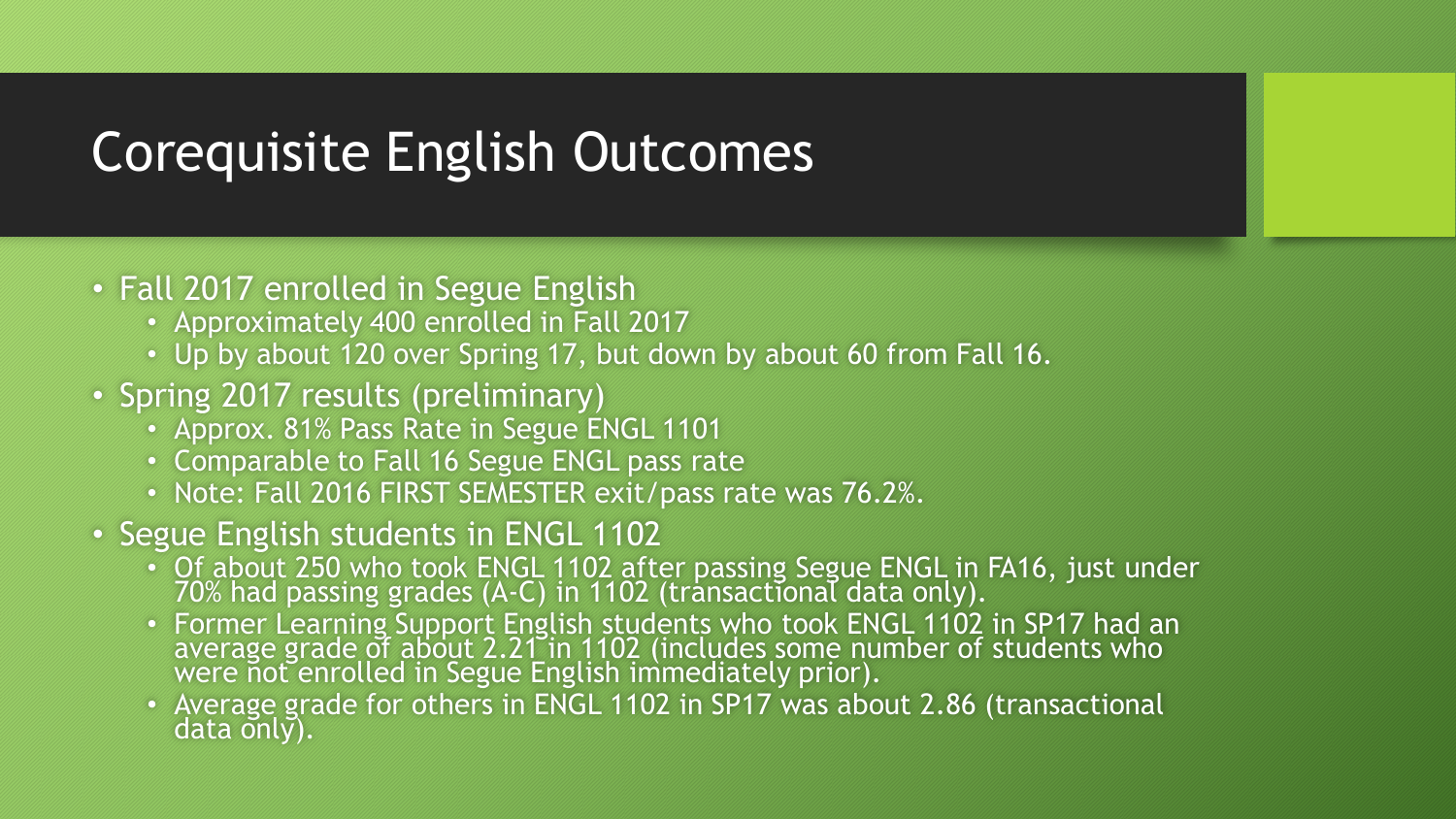# Corequisite English Outcomes

- Fall 2017 enrolled in Segue English
  - Approximately 400 enrolled in Fall 2017
  - Up by about 120 over Spring 17, but down by about 60 from Fall 16.
- Spring 2017 results (preliminary)
  - Approx. 81% Pass Rate in Segue ENGL 1101
  - Comparable to Fall 16 Segue ENGL pass rate
  - Note: Fall 2016 FIRST SEMESTER exit/pass rate was 76.2%.
- Segue English students in ENGL 1102
  - Of about 250 who took ENGL 1102 after passing Segue ENGL in FA16, just under 70% had passing grades (A-C) in 1102 (transactional data only).
  - Former Learning Support English students who took ENGL 1102 in SP17 had an average grade of about 2.21 in 1102 (includes some number of students who were not enrolled in Segue English immediately prior).
  - Average grade for others in ENGL 1102 in SP17 was about 2.86 (transactional data only).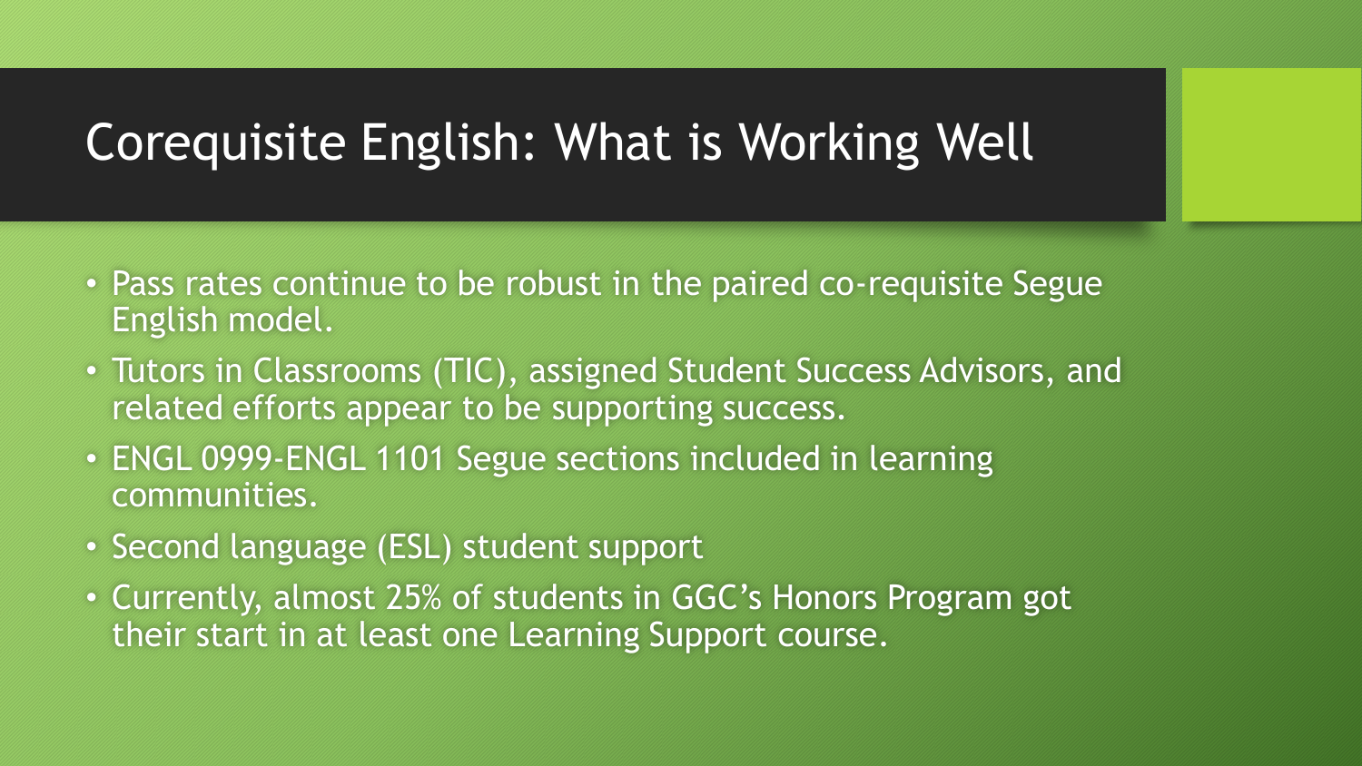# Corequisite English: What is Working Well

- Pass rates continue to be robust in the paired co-requisite Segue English model.
- Tutors in Classrooms (TIC), assigned Student Success Advisors, and related efforts appear to be supporting success.
- ENGL 0999-ENGL 1101 Segue sections included in learning communities.
- Second language (ESL) student support
- Currently, almost 25% of students in GGC's Honors Program got their start in at least one Learning Support course.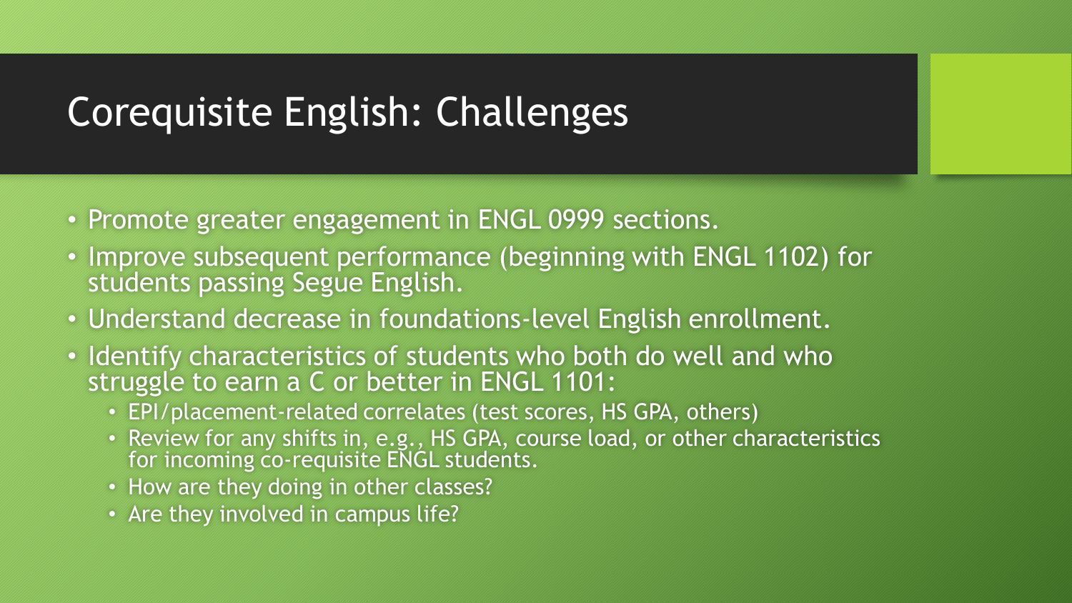# Corequisite English: Challenges

- Promote greater engagement in ENGL 0999 sections.
- Improve subsequent performance (beginning with ENGL 1102) for students passing Segue English.
- Understand decrease in foundations-level English enrollment.
- Identify characteristics of students who both do well and who struggle to earn a C or better in ENGL 1101:
  - EPI/placement-related correlates (test scores, HS GPA, others)
  - Review for any shifts in, e.g., HS GPA, course load, or other characteristics for incoming co-requisite ENGL students.
  - How are they doing in other classes?
  - Are they involved in campus life?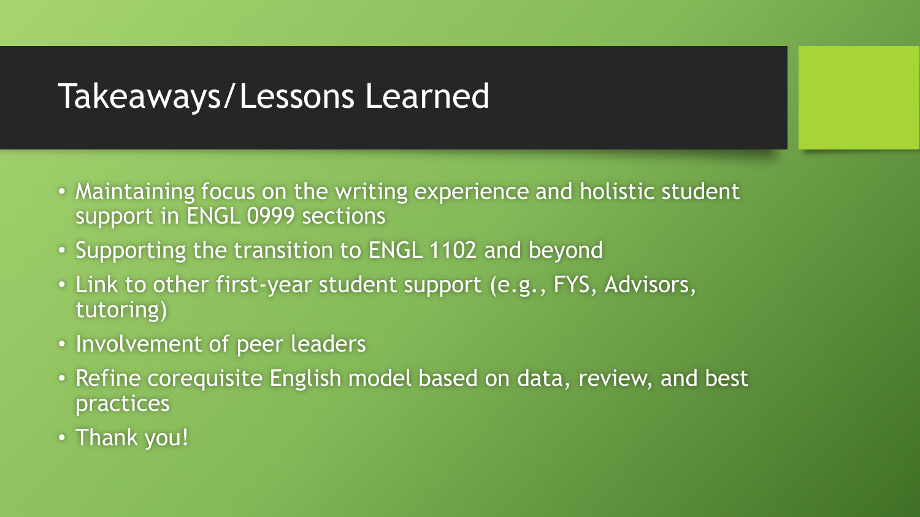# Takeaways/Lessons Learned

- Maintaining focus on the writing experience and holistic student support in ENGL 0999 sections
- Supporting the transition to ENGL 1102 and beyond
- Link to other first-year student support (e.g., FYS, Advisors, tutoring)
- Involvement of peer leaders
- Refine corequisite English model based on data, review, and best practices
- Thank you!